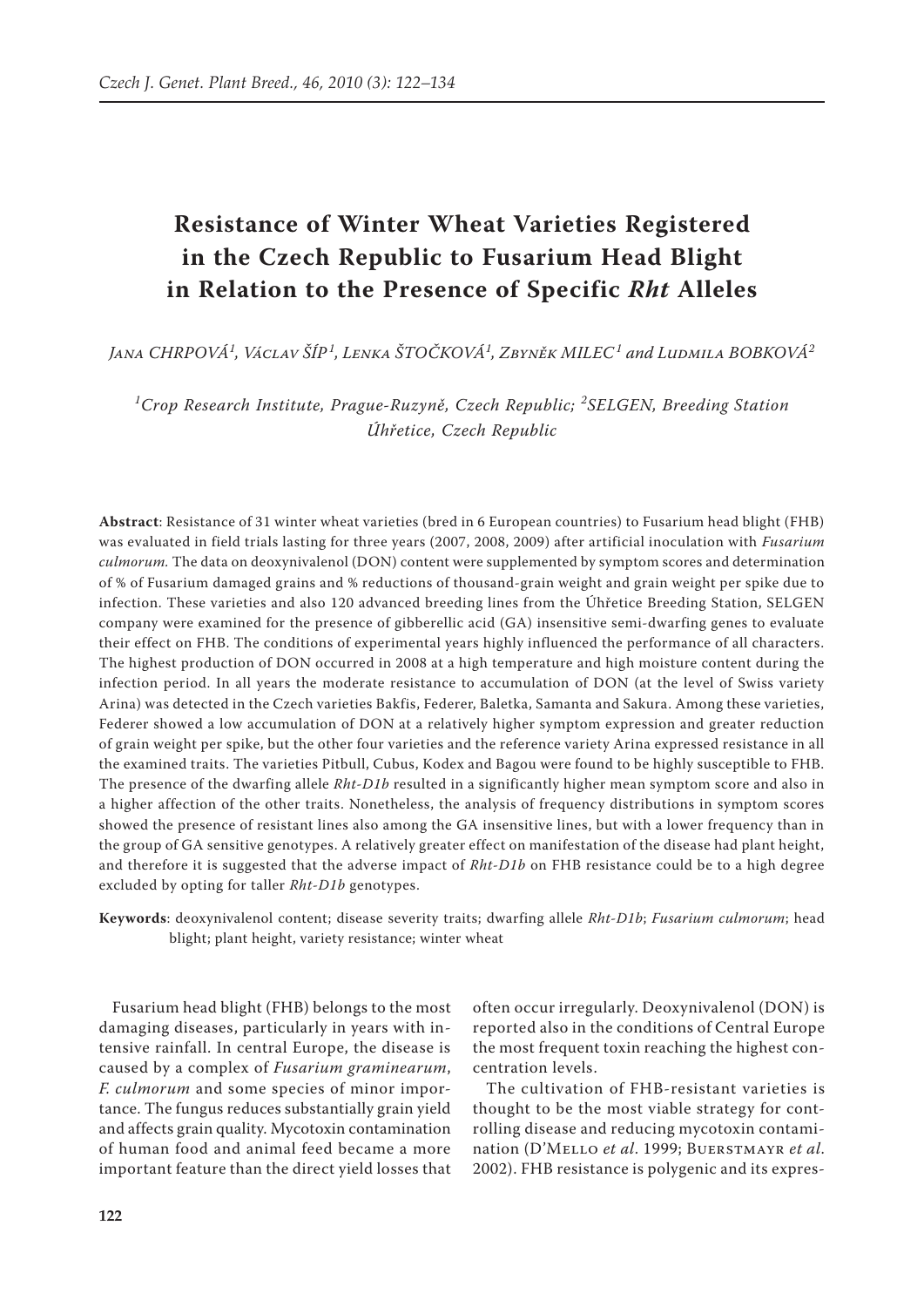# Resistance of Winter Wheat Varieties Registered in the Czech Republic to Fusarium Head Blight in Relation to the Presence of Specific *Rht* Alleles

*Jana Chrpová[1], Václav Šíp[1], Lenka Štočková[1], Zbyněk Milec[1] and Ludmila Bobková[2]*

*[1]Crop Research Institute, Prague-Ruzyně, Czech Republic; [2]SELGEN, Breeding Station Úhřetice, Czech Republic*

**Abstract**: Resistance of 31 winter wheat varieties (bred in 6 European countries) to Fusarium head blight (FHB) was evaluated in field trials lasting for three years (2007, 2008, 2009) after artificial inoculation with *Fusarium culmorum.* The data on deoxynivalenol (DON) content were supplemented by symptom scores and determination of % of Fusarium damaged grains and % reductions of thousand-grain weight and grain weight per spike due to infection. These varieties and also 120 advanced breeding lines from the Úhřetice Breeding Station, SELGEN company were examined for the presence of gibberellic acid (GA) insensitive semi-dwarfing genes to evaluate their effect on FHB. The conditions of experimental years highly influenced the performance of all characters. The highest production of DON occurred in 2008 at a high temperature and high moisture content during the infection period. In all years the moderate resistance to accumulation of DON (at the level of Swiss variety Arina) was detected in the Czech varieties Bakfis, Federer, Baletka, Samanta and Sakura. Among these varieties, Federer showed a low accumulation of DON at a relatively higher symptom expression and greater reduction of grain weight per spike, but the other four varieties and the reference variety Arina expressed resistance in all the examined traits. The varieties Pitbull, Cubus, Kodex and Bagou were found to be highly susceptible to FHB. The presence of the dwarfing allele *Rht-D1b* resulted in a significantly higher mean symptom score and also in a higher affection of the other traits. Nonetheless, the analysis of frequency distributions in symptom scores showed the presence of resistant lines also among the GA insensitive lines, but with a lower frequency than in the group of GA sensitive genotypes. A relatively greater effect on manifestation of the disease had plant height, and therefore it is suggested that the adverse impact of *Rht-D1b* on FHB resistance could be to a high degree excluded by opting for taller *Rht-D1b* genotypes.

**Keywords**: deoxynivalenol content; disease severity traits; dwarfing allele *Rht-D1b*; *Fusarium culmorum*; head blight; plant height, variety resistance; winter wheat

Fusarium head blight (FHB) belongs to the most damaging diseases, particularly in years with intensive rainfall. In central Europe, the disease is caused by a complex of *Fusarium graminearum*, *F. culmorum* and some species of minor importance. The fungus reduces substantially grain yield and affects grain quality. Mycotoxin contamination of human food and animal feed became a more important feature than the direct yield losses that often occur irregularly. Deoxynivalenol (DON) is reported also in the conditions of Central Europe the most frequent toxin reaching the highest concentration levels.

The cultivation of FHB-resistant varieties is thought to be the most viable strategy for controlling disease and reducing mycotoxin contamination (D'Mello *et al*. 1999; Buerstmayr *et al*. 2002). FHB resistance is polygenic and its expres-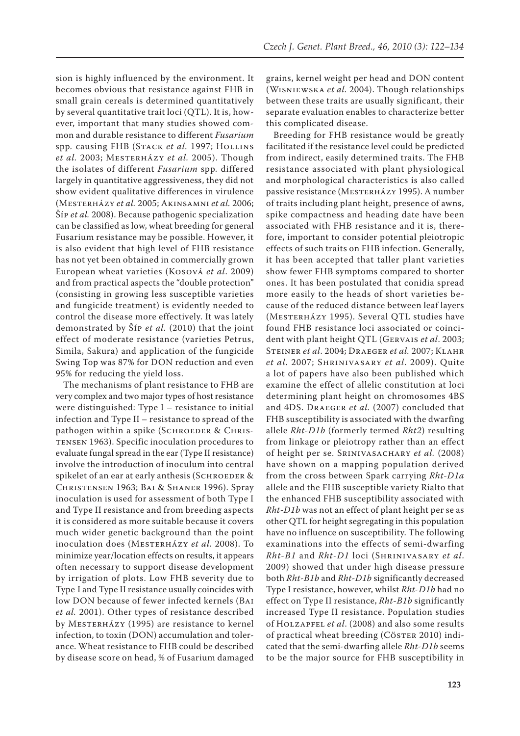sion is highly influenced by the environment. It becomes obvious that resistance against FHB in small grain cereals is determined quantitatively by several quantitative trait loci (QTL). It is, however, important that many studies showed common and durable resistance to different *Fusarium* spp. causing FHB (Stack *et al.* 1997; Hollins *et al.* 2003; Mesterházy *et al.* 2005). Though the isolates of different *Fusarium* spp. differed largely in quantitative aggressiveness, they did not show evident qualitative differences in virulence (Mesterházy *et al.* 2005; Akinsamni *et al.* 2006; Šíp *et al.* 2008). Because pathogenic specialization can be classified as low, wheat breeding for general Fusarium resistance may be possible. However, it is also evident that high level of FHB resistance has not yet been obtained in commercially grown European wheat varieties (Kosová *et al*. 2009) and from practical aspects the "double protection" (consisting in growing less susceptible varieties and fungicide treatment) is evidently needed to control the disease more effectively. It was lately demonstrated by Šíp *et al.* (2010) that the joint effect of moderate resistance (varieties Petrus, Simila, Sakura) and application of the fungicide Swing Top was 87% for DON reduction and even 95% for reducing the yield loss.

The mechanisms of plant resistance to FHB are very complex and two major types of host resistance were distinguished: Type I – resistance to initial infection and Type II – resistance to spread of the pathogen within a spike (Schroeder & Christensen 1963). Specific inoculation procedures to evaluate fungal spread in the ear (Type II resistance) involve the introduction of inoculum into central spikelet of an ear at early anthesis (Schroeder & Christensen 1963; Bai & Shaner 1996). Spray inoculation is used for assessment of both Type I and Type II resistance and from breeding aspects it is considered as more suitable because it covers much wider genetic background than the point inoculation does (Mesterházy *et al.* 2008). To minimize year/location effects on results, it appears often necessary to support disease development by irrigation of plots. Low FHB severity due to Type I and Type II resistance usually coincides with low DON because of fewer infected kernels (Bai *et al.* 2001). Other types of resistance described by Mesterházy (1995) are resistance to kernel infection, to toxin (DON) accumulation and tolerance. Wheat resistance to FHB could be described by disease score on head, % of Fusarium damaged grains, kernel weight per head and DON content (Wisniewska *et al.* 2004). Though relationships between these traits are usually significant, their separate evaluation enables to characterize better this complicated disease.

Breeding for FHB resistance would be greatly facilitated if the resistance level could be predicted from indirect, easily determined traits. The FHB resistance associated with plant physiological and morphological characteristics is also called passive resistance (Mesterházy 1995). A number of traits including plant height, presence of awns, spike compactness and heading date have been associated with FHB resistance and it is, therefore, important to consider potential pleiotropic effects of such traits on FHB infection. Generally, it has been accepted that taller plant varieties show fewer FHB symptoms compared to shorter ones. It has been postulated that conidia spread more easily to the heads of short varieties because of the reduced distance between leaf layers (Mesterházy 1995). Several QTL studies have found FHB resistance loci associated or coincident with plant height QTL (Gervais *et al*. 2003; Steiner *et al*. 2004; Draeger *et al.* 2007; Klahr *et al*. 2007; Shrinivasary *et al*. 2009). Quite a lot of papers have also been published which examine the effect of allelic constitution at loci determining plant height on chromosomes 4BS and 4DS. Draeger *et al.* (2007) concluded that FHB susceptibility is associated with the dwarfing allele *Rht-D1b* (formerly termed *Rht2*) resulting from linkage or pleiotropy rather than an effect of height per se. Srinivasachary *et al.* (2008) have shown on a mapping population derived from the cross between Spark carrying *Rht-D1a* allele and the FHB susceptible variety Rialto that the enhanced FHB susceptibility associated with *Rht-D1b* was not an effect of plant height per se as other QTL for height segregating in this population have no influence on susceptibility. The following examinations into the effects of semi-dwarfing *Rht-B1* and *Rht-D1* loci (Shrinivasary *et al*. 2009) showed that under high disease pressure both *Rht-B1b* and *Rht-D1b* significantly decreased Type I resistance, however, whilst *Rht-D1b* had no effect on Type II resistance, *Rht-B1b* significantly increased Type II resistance. Population studies of Holzapfel *et al*. (2008) and also some results of practical wheat breeding (Cöster 2010) indicated that the semi-dwarfing allele *Rht-D1b* seems to be the major source for FHB susceptibility in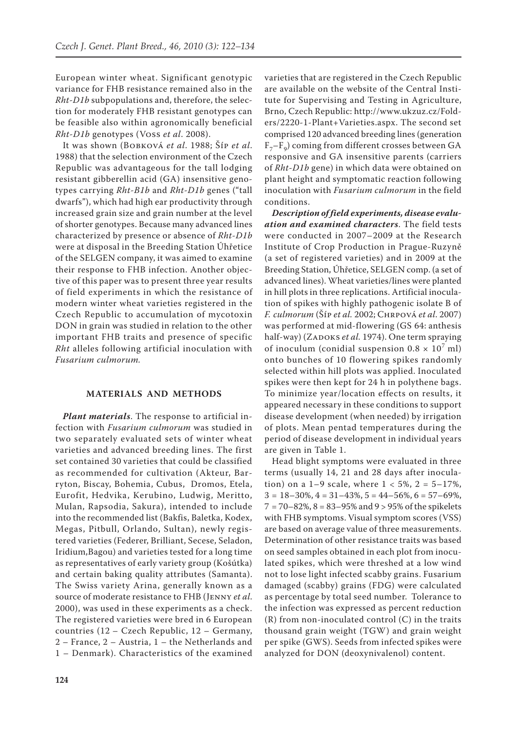European winter wheat. Significant genotypic variance for FHB resistance remained also in the *Rht-D1b* subpopulations and, therefore, the selection for moderately FHB resistant genotypes can be feasible also within agronomically beneficial *Rht-D1b* genotypes (Voss *et al*. 2008).

It was shown (Bobková *et al*. 1988; Šíp *et al*. 1988) that the selection environment of the Czech Republic was advantageous for the tall lodging resistant gibberellin acid (GA) insensitive genotypes carrying *Rht-B1b* and *Rht-D1b* genes ("tall dwarfs"), which had high ear productivity through increased grain size and grain number at the level of shorter genotypes. Because many advanced lines characterized by presence or absence of *Rht-D1b* were at disposal in the Breeding Station Úhřetice of the SELGEN company, it was aimed to examine their response to FHB infection. Another objective of this paper was to present three year results of field experiments in which the resistance of modern winter wheat varieties registered in the Czech Republic to accumulation of mycotoxin DON in grain was studied in relation to the other important FHB traits and presence of specific *Rht* alleles following artificial inoculation with *Fusarium culmorum.*

## MATERIALS AND METHODS

***Plant materials***. The response to artificial infection with *Fusarium culmorum* was studied in two separately evaluated sets of winter wheat varieties and advanced breeding lines. The first set contained 30 varieties that could be classified as recommended for cultivation (Akteur, Barryton, Biscay, Bohemia, Cubus, Dromos, Etela, Eurofit, Hedvika, Kerubino, Ludwig, Meritto, Mulan, Rapsodia, Sakura), intended to include into the recommended list (Bakfis, Baletka, Kodex, Megas, Pitbull, Orlando, Sultan), newly registered varieties (Federer, Brilliant, Secese, Seladon, Iridium,Bagou) and varieties tested for a long time as representatives of early variety group (Košútka) and certain baking quality attributes (Samanta). The Swiss variety Arina, generally known as a source of moderate resistance to FHB (Jenny *et al.* 2000), was used in these experiments as a check. The registered varieties were bred in 6 European countries (12 – Czech Republic, 12 – Germany, 2 – France, 2 – Austria, 1 – the Netherlands and 1 – Denmark). Characteristics of the examined varieties that are registered in the Czech Republic are available on the website of the Central Institute for Supervising and Testing in Agriculture, Brno, Czech Republic: http://www.ukzuz.cz/Folders/2220-1-Plant+Varieties.aspx. The second set comprised 120 advanced breeding lines (generation $F_7$–$F_9$) coming from different crosses between GA responsive and GA insensitive parents (carriers of *Rht-D1b* gene) in which data were obtained on plant height and symptomatic reaction following inoculation with *Fusarium culmorum* in the field conditions.

***Description of field experiments, disease evaluation and examined characters***. The field tests were conducted in 2007–2009 at the Research Institute of Crop Production in Prague-Ruzyně (a set of registered varieties) and in 2009 at the Breeding Station, Úhřetice, SELGEN comp. (a set of advanced lines). Wheat varieties/lines were planted in hill plots in three replications. Artificial inoculation of spikes with highly pathogenic isolate B of *F. culmorum* (Šíp *et al.* 2002; Chrpová *et al.* 2007) was performed at mid-flowering (GS 64: anthesis half-way) (Zadoks *et al.* 1974). One term spraying of inoculum (conidial suspension $0.8 \times 10^7$ ml) onto bunches of 10 flowering spikes randomly selected within hill plots was applied. Inoculated spikes were then kept for 24 h in polythene bags. To minimize year/location effects on results, it appeared necessary in these conditions to support disease development (when needed) by irrigation of plots. Mean pentad temperatures during the period of disease development in individual years are given in Table 1.

Head blight symptoms were evaluated in three terms (usually 14, 21 and 28 days after inoculation) on a 1–9 scale, where 1 < 5%, 2 = 5–17%, 3 = 18–30%, 4 = 31–43%, 5 = 44–56%, 6 = 57–69%, 7 = 70–82%, 8 = 83–95% and 9 > 95% of the spikelets with FHB symptoms. Visual symptom scores (VSS) are based on average value of three measurements. Determination of other resistance traits was based on seed samples obtained in each plot from inoculated spikes, which were threshed at a low wind not to lose light infected scabby grains. Fusarium damaged (scabby) grains (FDG) were calculated as percentage by total seed number. Tolerance to the infection was expressed as percent reduction (R) from non-inoculated control (C) in the traits thousand grain weight (TGW) and grain weight per spike (GWS). Seeds from infected spikes were analyzed for DON (deoxynivalenol) content.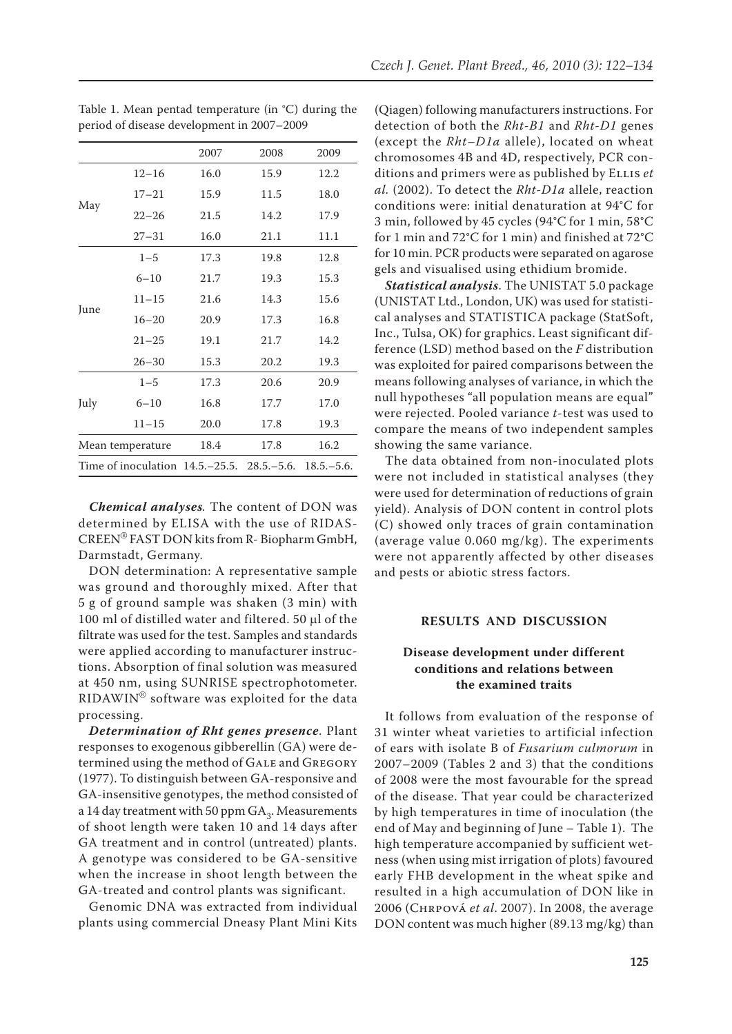Table 1. Mean pentad temperature (in °C) during the period of disease development in 2007–2009

| | | 2007 | 2008 | 2009 |
|---|---|---|---|---|
| May | 12–16 | 16.0 | 15.9 | 12.2 |
| | 17–21 | 15.9 | 11.5 | 18.0 |
| | 22–26 | 21.5 | 14.2 | 17.9 |
| | 27–31 | 16.0 | 21.1 | 11.1 |
| June | 1–5 | 17.3 | 19.8 | 12.8 |
| | 6–10 | 21.7 | 19.3 | 15.3 |
| | 11–15 | 21.6 | 14.3 | 15.6 |
| | 16–20 | 20.9 | 17.3 | 16.8 |
| | 21–25 | 19.1 | 21.7 | 14.2 |
| | 26–30 | 15.3 | 20.2 | 19.3 |
| July | 1–5 | 17.3 | 20.6 | 20.9 |
| | 6–10 | 16.8 | 17.7 | 17.0 |
| | 11–15 | 20.0 | 17.8 | 19.3 |
| Mean temperature | | 18.4 | 17.8 | 16.2 |
| Time of inoculation | | 14.5.–25.5. | 28.5.–5.6. | 18.5.–5.6. |

***Chemical analyses*.** The content of DON was determined by ELISA with the use of RIDASCREEN® FAST DON kits from R- Biopharm GmbH, Darmstadt, Germany.

DON determination: A representative sample was ground and thoroughly mixed. After that 5 g of ground sample was shaken (3 min) with 100 ml of distilled water and filtered. 50 μl of the filtrate was used for the test. Samples and standards were applied according to manufacturer instructions. Absorption of final solution was measured at 450 nm, using SUNRISE spectrophotometer. RIDAWIN® software was exploited for the data processing.

***Determination of Rht genes presence*.** Plant responses to exogenous gibberellin (GA) were determined using the method of Gale and Gregory (1977). To distinguish between GA-responsive and GA-insensitive genotypes, the method consisted of a 14 day treatment with 50 ppm $GA_3$. Measurements of shoot length were taken 10 and 14 days after GA treatment and in control (untreated) plants. A genotype was considered to be GA-sensitive when the increase in shoot length between the GA-treated and control plants was significant.

Genomic DNA was extracted from individual plants using commercial Dneasy Plant Mini Kits (Qiagen) following manufacturers instructions. For detection of both the *Rht-B1* and *Rht-D1* genes (except the *Rht–D1a* allele), located on wheat chromosomes 4B and 4D, respectively, PCR conditions and primers were as published by Ellis *et al.* (2002). To detect the *Rht-D1a* allele, reaction conditions were: initial denaturation at 94°C for 3 min, followed by 45 cycles (94°C for 1 min, 58°C for 1 min and 72°C for 1 min) and finished at 72°C for 10 min. PCR products were separated on agarose gels and visualised using ethidium bromide.

***Statistical analysis*.** The UNISTAT 5.0 package (UNISTAT Ltd., London, UK) was used for statistical analyses and STATISTICA package (StatSoft, Inc., Tulsa, OK) for graphics. Least significant difference (LSD) method based on the *F* distribution was exploited for paired comparisons between the means following analyses of variance, in which the null hypotheses "all population means are equal" were rejected. Pooled variance *t*-test was used to compare the means of two independent samples showing the same variance.

The data obtained from non-inoculated plots were not included in statistical analyses (they were used for determination of reductions of grain yield). Analysis of DON content in control plots (C) showed only traces of grain contamination (average value 0.060 mg/kg). The experiments were not apparently affected by other diseases and pests or abiotic stress factors.

## RESULTS AND DISCUSSION

### Disease development under different conditions and relations between the examined traits

It follows from evaluation of the response of 31 winter wheat varieties to artificial infection of ears with isolate B of *Fusarium culmorum* in 2007–2009 (Tables 2 and 3) that the conditions of 2008 were the most favourable for the spread of the disease. That year could be characterized by high temperatures in time of inoculation (the end of May and beginning of June – Table 1). The high temperature accompanied by sufficient wetness (when using mist irrigation of plots) favoured early FHB development in the wheat spike and resulted in a high accumulation of DON like in 2006 (Chrpová *et al*. 2007). In 2008, the average DON content was much higher (89.13 mg/kg) than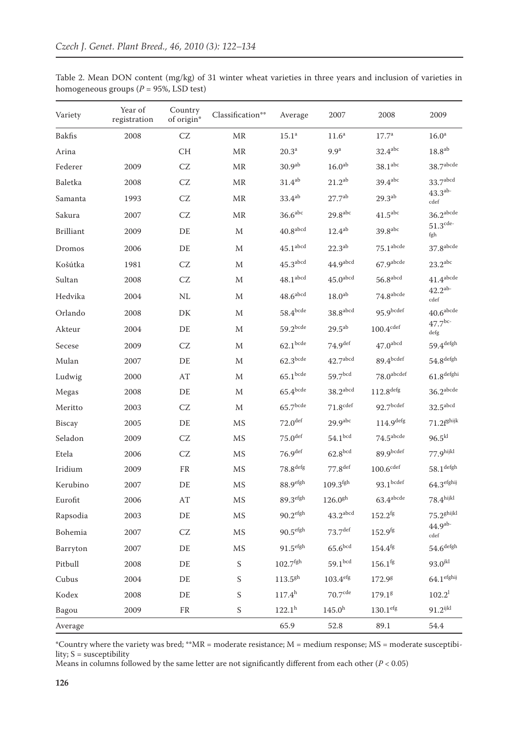Table 2. Mean DON content (mg/kg) of 31 winter wheat varieties in three years and inclusion of varieties in homogeneous groups ($P$ = 95%, LSD test)

| Variety | Year of registration | Country of origin* | Classification** | Average | 2007 | 2008 | 2009 |
|---|---|---|---|---|---|---|---|
| Bakfis | 2008 | CZ | MR | $15.1^{a}$ | $11.6^{a}$ | $17.7^{a}$ | $16.0^{a}$ |
| Arina | | CH | MR | $20.3^{a}$ | $9.9^{a}$ | $32.4^{abc}$ | $18.8^{ab}$ |
| Federer | 2009 | CZ | MR | $30.9^{ab}$ | $16.0^{ab}$ | $38.1^{abc}$ | $38.7^{abcde}$ |
| Baletka | 2008 | CZ | MR | $31.4^{ab}$ | $21.2^{ab}$ | $39.4^{abc}$ | $33.7^{abcd}$ |
| Samanta | 1993 | CZ | MR | $33.4^{ab}$ | $27.7^{ab}$ | $29.3^{ab}$ | $43.3^{abcdef}$ |
| Sakura | 2007 | CZ | MR | $36.6^{abc}$ | $29.8^{abc}$ | $41.5^{abc}$ | $36.2^{abcde}$ |
| Brilliant | 2009 | DE | M | $40.8^{abcd}$ | $12.4^{ab}$ | $39.8^{abc}$ | $51.3^{cdefgh}$ |
| Dromos | 2006 | DE | M | $45.1^{abcd}$ | $22.3^{ab}$ | $75.1^{abcde}$ | $37.8^{abcde}$ |
| Košútka | 1981 | CZ | M | $45.3^{abcd}$ | $44.9^{abcd}$ | $67.9^{abcde}$ | $23.2^{abc}$ |
| Sultan | 2008 | CZ | M | $48.1^{abcd}$ | $45.0^{abcd}$ | $56.8^{abcd}$ | $41.4^{abcde}$ |
| Hedvika | 2004 | NL | M | $48.6^{abcd}$ | $18.0^{ab}$ | $74.8^{abcde}$ | $42.2^{abcdef}$ |
| Orlando | 2008 | DK | M | $58.4^{bcde}$ | $38.8^{abcd}$ | $95.9^{bcdef}$ | $40.6^{abcde}$ |
| Akteur | 2004 | DE | M | $59.2^{bcde}$ | $29.5^{ab}$ | $100.4^{cdef}$ | $47.7^{bcdefg}$ |
| Secese | 2009 | CZ | M | $62.1^{bcde}$ | $74.9^{def}$ | $47.0^{abcd}$ | $59.4^{defgh}$ |
| Mulan | 2007 | DE | M | $62.3^{bcde}$ | $42.7^{abcd}$ | $89.4^{bcdef}$ | $54.8^{defgh}$ |
| Ludwig | 2000 | AT | M | $65.1^{bcde}$ | $59.7^{bcd}$ | $78.0^{abcdef}$ | $61.8^{defghi}$ |
| Megas | 2008 | DE | M | $65.4^{bcde}$ | $38.2^{abcd}$ | $112.8^{defg}$ | $36.2^{abcde}$ |
| Meritto | 2003 | CZ | M | $65.7^{bcde}$ | $71.8^{cdef}$ | $92.7^{bcdef}$ | $32.5^{abcd}$ |
| Biscay | 2005 | DE | MS | $72.0^{def}$ | $29.9^{abc}$ | $114.9^{defg}$ | $71.2f^{ghijk}$ |
| Seladon | 2009 | CZ | MS | $75.0^{def}$ | $54.1^{bcd}$ | $74.5^{abcde}$ | $96.5^{kl}$ |
| Etela | 2006 | CZ | MS | $76.9^{def}$ | $62.8^{bcd}$ | $89.9^{bcdef}$ | $77.9^{hijkl}$ |
| Iridium | 2009 | FR | MS | $78.8^{defg}$ | $77.8^{def}$ | $100.6^{cdef}$ | $58.1^{defgh}$ |
| Kerubino | 2007 | DE | MS | $88.9^{efgh}$ | $109.3^{fgh}$ | $93.1^{bcdef}$ | $64.3^{efghij}$ |
| Eurofit | 2006 | AT | MS | $89.3^{efgh}$ | $126.0^{gh}$ | $63.4^{abcde}$ | $78.4^{hijkl}$ |
| Rapsodia | 2003 | DE | MS | $90.2^{efgh}$ | $43.2^{abcd}$ | $152.2^{fg}$ | $75.2^{ghijkl}$ |
| Bohemia | 2007 | CZ | MS | $90.5^{efgh}$ | $73.7^{def}$ | $152.9^{fg}$ | $44.9^{abcdef}$ |
| Barryton | 2007 | DE | MS | $91.5^{efgh}$ | $65.6^{bcd}$ | $154.4^{fg}$ | $54.6^{defgh}$ |
| Pitbull | 2008 | DE | S | $102.7^{fgh}$ | $59.1^{bcd}$ | $156.1^{fg}$ | $93.0^{jkl}$ |
| Cubus | 2004 | DE | S | $113.5^{gh}$ | $103.4^{efg}$ | $172.9^{g}$ | $64.1^{efghij}$ |
| Kodex | 2008 | DE | S | $117.4^{h}$ | $70.7^{cde}$ | $179.1^{g}$ | $102.2^{l}$ |
| Bagou | 2009 | FR | S | $122.1^{h}$ | $145.0^{h}$ | $130.1^{efg}$ | $91.2^{ijkl}$ |
| Average | | | | 65.9 | 52.8 | 89.1 | 54.4 |

*Country where the variety was bred; **MR = moderate resistance; M = medium response; MS = moderate susceptibility; S = susceptibility

Means in columns followed by the same letter are not significantly different from each other ($P < 0.05$)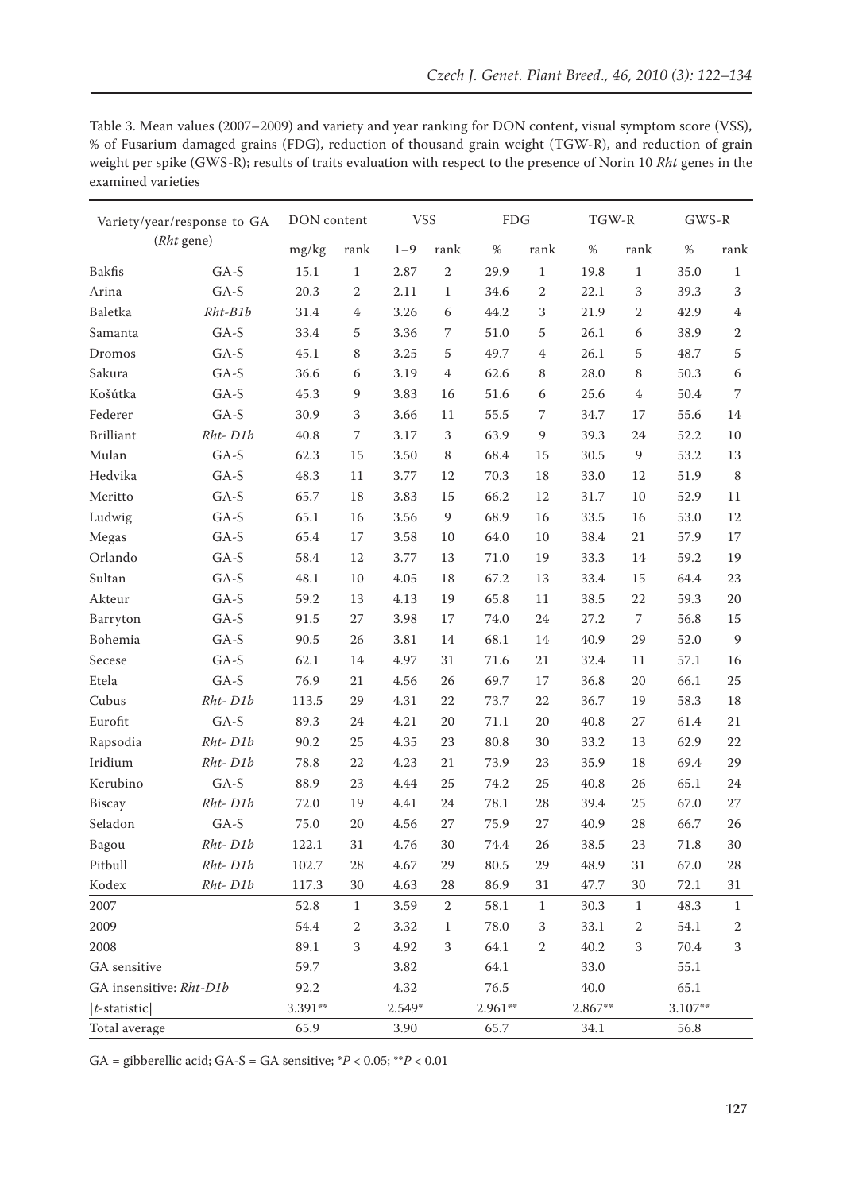Table 3. Mean values (2007–2009) and variety and year ranking for DON content, visual symptom score (VSS), % of Fusarium damaged grains (FDG), reduction of thousand grain weight (TGW-R), and reduction of grain weight per spike (GWS-R); results of traits evaluation with respect to the presence of Norin 10 *Rht* genes in the examined varieties

| Variety/year/response to GA (*Rht* gene) | | DON content | | VSS | | FDG | | TGW-R | | GWS-R | |
|---|---|---|---|---|---|---|---|---|---|---|---|
| | | mg/kg | rank | 1–9 | rank | % | rank | % | rank | % | rank |
| Bakfis | GA-S | 15.1 | 1 | 2.87 | 2 | 29.9 | 1 | 19.8 | 1 | 35.0 | 1 |
| Arina | GA-S | 20.3 | 2 | 2.11 | 1 | 34.6 | 2 | 22.1 | 3 | 39.3 | 3 |
| Baletka | *Rht-B1b* | 31.4 | 4 | 3.26 | 6 | 44.2 | 3 | 21.9 | 2 | 42.9 | 4 |
| Samanta | GA-S | 33.4 | 5 | 3.36 | 7 | 51.0 | 5 | 26.1 | 6 | 38.9 | 2 |
| Dromos | GA-S | 45.1 | 8 | 3.25 | 5 | 49.7 | 4 | 26.1 | 5 | 48.7 | 5 |
| Sakura | GA-S | 36.6 | 6 | 3.19 | 4 | 62.6 | 8 | 28.0 | 8 | 50.3 | 6 |
| Košútka | GA-S | 45.3 | 9 | 3.83 | 16 | 51.6 | 6 | 25.6 | 4 | 50.4 | 7 |
| Federer | GA-S | 30.9 | 3 | 3.66 | 11 | 55.5 | 7 | 34.7 | 17 | 55.6 | 14 |
| Brilliant | *Rht- D1b* | 40.8 | 7 | 3.17 | 3 | 63.9 | 9 | 39.3 | 24 | 52.2 | 10 |
| Mulan | GA-S | 62.3 | 15 | 3.50 | 8 | 68.4 | 15 | 30.5 | 9 | 53.2 | 13 |
| Hedvika | GA-S | 48.3 | 11 | 3.77 | 12 | 70.3 | 18 | 33.0 | 12 | 51.9 | 8 |
| Meritto | GA-S | 65.7 | 18 | 3.83 | 15 | 66.2 | 12 | 31.7 | 10 | 52.9 | 11 |
| Ludwig | GA-S | 65.1 | 16 | 3.56 | 9 | 68.9 | 16 | 33.5 | 16 | 53.0 | 12 |
| Megas | GA-S | 65.4 | 17 | 3.58 | 10 | 64.0 | 10 | 38.4 | 21 | 57.9 | 17 |
| Orlando | GA-S | 58.4 | 12 | 3.77 | 13 | 71.0 | 19 | 33.3 | 14 | 59.2 | 19 |
| Sultan | GA-S | 48.1 | 10 | 4.05 | 18 | 67.2 | 13 | 33.4 | 15 | 64.4 | 23 |
| Akteur | GA-S | 59.2 | 13 | 4.13 | 19 | 65.8 | 11 | 38.5 | 22 | 59.3 | 20 |
| Barryton | GA-S | 91.5 | 27 | 3.98 | 17 | 74.0 | 24 | 27.2 | 7 | 56.8 | 15 |
| Bohemia | GA-S | 90.5 | 26 | 3.81 | 14 | 68.1 | 14 | 40.9 | 29 | 52.0 | 9 |
| Secese | GA-S | 62.1 | 14 | 4.97 | 31 | 71.6 | 21 | 32.4 | 11 | 57.1 | 16 |
| Etela | GA-S | 76.9 | 21 | 4.56 | 26 | 69.7 | 17 | 36.8 | 20 | 66.1 | 25 |
| Cubus | *Rht- D1b* | 113.5 | 29 | 4.31 | 22 | 73.7 | 22 | 36.7 | 19 | 58.3 | 18 |
| Eurofit | GA-S | 89.3 | 24 | 4.21 | 20 | 71.1 | 20 | 40.8 | 27 | 61.4 | 21 |
| Rapsodia | *Rht- D1b* | 90.2 | 25 | 4.35 | 23 | 80.8 | 30 | 33.2 | 13 | 62.9 | 22 |
| Iridium | *Rht- D1b* | 78.8 | 22 | 4.23 | 21 | 73.9 | 23 | 35.9 | 18 | 69.4 | 29 |
| Kerubino | GA-S | 88.9 | 23 | 4.44 | 25 | 74.2 | 25 | 40.8 | 26 | 65.1 | 24 |
| Biscay | *Rht- D1b* | 72.0 | 19 | 4.41 | 24 | 78.1 | 28 | 39.4 | 25 | 67.0 | 27 |
| Seladon | GA-S | 75.0 | 20 | 4.56 | 27 | 75.9 | 27 | 40.9 | 28 | 66.7 | 26 |
| Bagou | *Rht- D1b* | 122.1 | 31 | 4.76 | 30 | 74.4 | 26 | 38.5 | 23 | 71.8 | 30 |
| Pitbull | *Rht- D1b* | 102.7 | 28 | 4.67 | 29 | 80.5 | 29 | 48.9 | 31 | 67.0 | 28 |
| Kodex | *Rht- D1b* | 117.3 | 30 | 4.63 | 28 | 86.9 | 31 | 47.7 | 30 | 72.1 | 31 |
| 2007 | | 52.8 | 1 | 3.59 | 2 | 58.1 | 1 | 30.3 | 1 | 48.3 | 1 |
| 2009 | | 54.4 | 2 | 3.32 | 1 | 78.0 | 3 | 33.1 | 2 | 54.1 | 2 |
| 2008 | | 89.1 | 3 | 4.92 | 3 | 64.1 | 2 | 40.2 | 3 | 70.4 | 3 |
| GA sensitive | | 59.7 | | 3.82 | | 64.1 | | 33.0 | | 55.1 | |
| GA insensitive: *Rht-D1b* | | 92.2 | | 4.32 | | 76.5 | | 40.0 | | 65.1 | |
| $\|t$-statistic$\|$ | | 3.391** | | 2.549* | | 2.961** | | 2.867** | | 3.107** | |
| Total average | | 65.9 | | 3.90 | | 65.7 | | 34.1 | | 56.8 | |

GA = gibberellic acid; GA-S = GA sensitive; $^{*}P < 0.05$; $^{**}P < 0.01$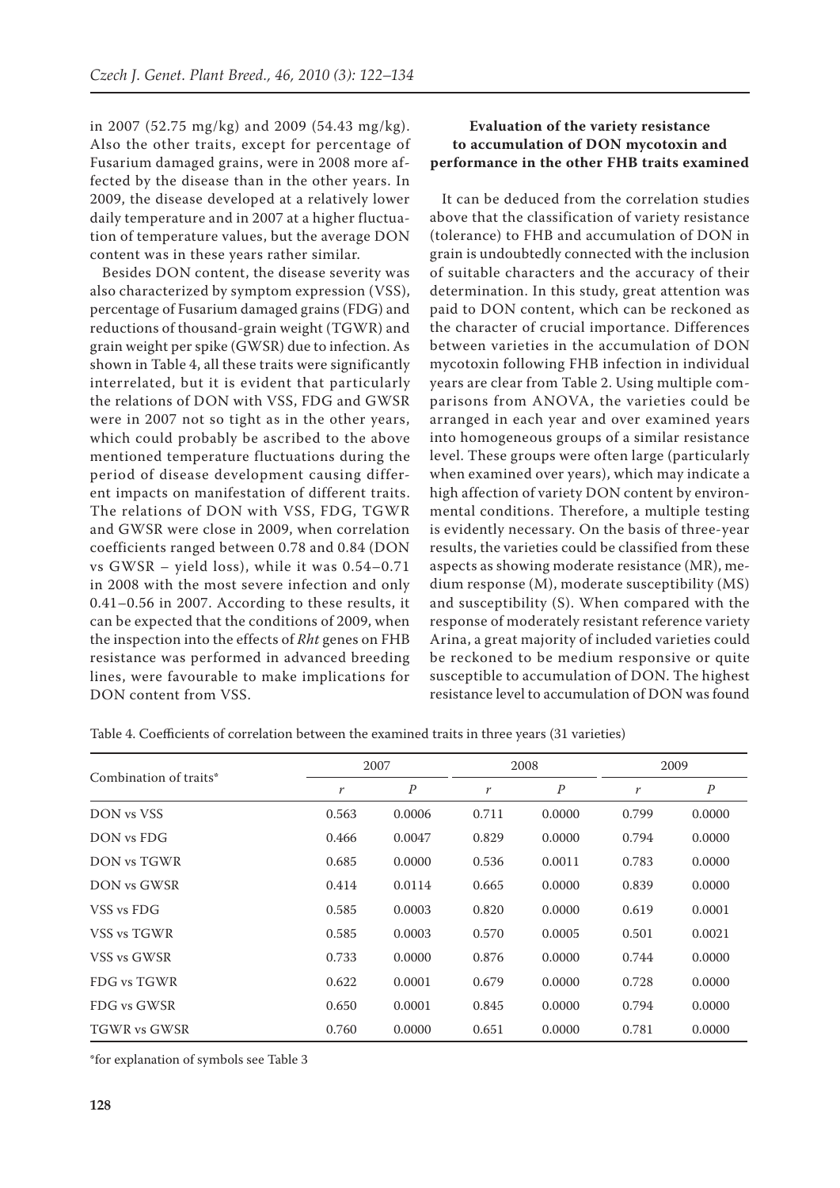in 2007 (52.75 mg/kg) and 2009 (54.43 mg/kg). Also the other traits, except for percentage of Fusarium damaged grains, were in 2008 more affected by the disease than in the other years. In 2009, the disease developed at a relatively lower daily temperature and in 2007 at a higher fluctuation of temperature values, but the average DON content was in these years rather similar.

Besides DON content, the disease severity was also characterized by symptom expression (VSS), percentage of Fusarium damaged grains (FDG) and reductions of thousand-grain weight (TGWR) and grain weight per spike (GWSR) due to infection. As shown in Table 4, all these traits were significantly interrelated, but it is evident that particularly the relations of DON with VSS, FDG and GWSR were in 2007 not so tight as in the other years, which could probably be ascribed to the above mentioned temperature fluctuations during the period of disease development causing different impacts on manifestation of different traits. The relations of DON with VSS, FDG, TGWR and GWSR were close in 2009, when correlation coefficients ranged between 0.78 and 0.84 (DON vs GWSR – yield loss), while it was 0.54–0.71 in 2008 with the most severe infection and only 0.41–0.56 in 2007. According to these results, it can be expected that the conditions of 2009, when the inspection into the effects of *Rht* genes on FHB resistance was performed in advanced breeding lines, were favourable to make implications for DON content from VSS.

## Evaluation of the variety resistance to accumulation of DON mycotoxin and performance in the other FHB traits examined

It can be deduced from the correlation studies above that the classification of variety resistance (tolerance) to FHB and accumulation of DON in grain is undoubtedly connected with the inclusion of suitable characters and the accuracy of their determination. In this study, great attention was paid to DON content, which can be reckoned as the character of crucial importance. Differences between varieties in the accumulation of DON mycotoxin following FHB infection in individual years are clear from Table 2. Using multiple comparisons from ANOVA, the varieties could be arranged in each year and over examined years into homogeneous groups of a similar resistance level. These groups were often large (particularly when examined over years), which may indicate a high affection of variety DON content by environmental conditions. Therefore, a multiple testing is evidently necessary. On the basis of three-year results, the varieties could be classified from these aspects as showing moderate resistance (MR), medium response (M), moderate susceptibility (MS) and susceptibility (S). When compared with the response of moderately resistant reference variety Arina, a great majority of included varieties could be reckoned to be medium responsive or quite susceptible to accumulation of DON. The highest resistance level to accumulation of DON was found

Table 4. Coefficients of correlation between the examined traits in three years (31 varieties)

| Combination of traits* | 2007 | | 2008 | | 2009 | |
|---|---|---|---|---|---|---|
| | $r$ | $P$ | $r$ | $P$ | $r$ | $P$ |
| DON vs VSS | 0.563 | 0.0006 | 0.711 | 0.0000 | 0.799 | 0.0000 |
| DON vs FDG | 0.466 | 0.0047 | 0.829 | 0.0000 | 0.794 | 0.0000 |
| DON vs TGWR | 0.685 | 0.0000 | 0.536 | 0.0011 | 0.783 | 0.0000 |
| DON vs GWSR | 0.414 | 0.0114 | 0.665 | 0.0000 | 0.839 | 0.0000 |
| VSS vs FDG | 0.585 | 0.0003 | 0.820 | 0.0000 | 0.619 | 0.0001 |
| VSS vs TGWR | 0.585 | 0.0003 | 0.570 | 0.0005 | 0.501 | 0.0021 |
| VSS vs GWSR | 0.733 | 0.0000 | 0.876 | 0.0000 | 0.744 | 0.0000 |
| FDG vs TGWR | 0.622 | 0.0001 | 0.679 | 0.0000 | 0.728 | 0.0000 |
| FDG vs GWSR | 0.650 | 0.0001 | 0.845 | 0.0000 | 0.794 | 0.0000 |
| TGWR vs GWSR | 0.760 | 0.0000 | 0.651 | 0.0000 | 0.781 | 0.0000 |

*for explanation of symbols see Table 3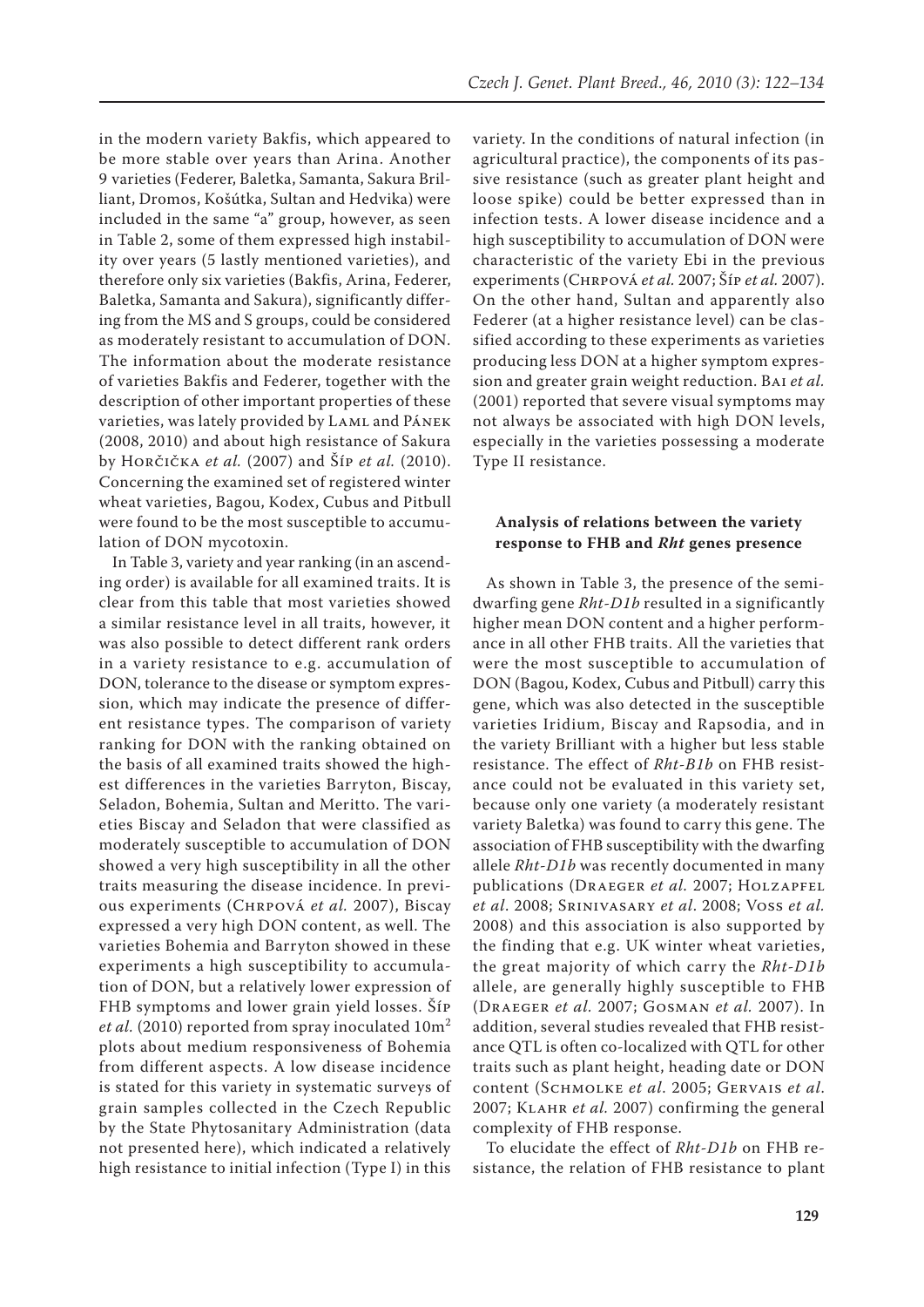in the modern variety Bakfis, which appeared to be more stable over years than Arina. Another 9 varieties (Federer, Baletka, Samanta, Sakura Brilliant, Dromos, Košútka, Sultan and Hedvika) were included in the same "a" group, however, as seen in Table 2, some of them expressed high instability over years (5 lastly mentioned varieties), and therefore only six varieties (Bakfis, Arina, Federer, Baletka, Samanta and Sakura), significantly differing from the MS and S groups, could be considered as moderately resistant to accumulation of DON. The information about the moderate resistance of varieties Bakfis and Federer, together with the description of other important properties of these varieties, was lately provided by Laml and Pánek (2008, 2010) and about high resistance of Sakura by Horčička *et al.* (2007) and Šíp *et al.* (2010). Concerning the examined set of registered winter wheat varieties, Bagou, Kodex, Cubus and Pitbull were found to be the most susceptible to accumulation of DON mycotoxin.

In Table 3, variety and year ranking (in an ascending order) is available for all examined traits. It is clear from this table that most varieties showed a similar resistance level in all traits, however, it was also possible to detect different rank orders in a variety resistance to e.g. accumulation of DON, tolerance to the disease or symptom expression, which may indicate the presence of different resistance types. The comparison of variety ranking for DON with the ranking obtained on the basis of all examined traits showed the highest differences in the varieties Barryton, Biscay, Seladon, Bohemia, Sultan and Meritto. The varieties Biscay and Seladon that were classified as moderately susceptible to accumulation of DON showed a very high susceptibility in all the other traits measuring the disease incidence. In previous experiments (Chrpová *et al.* 2007), Biscay expressed a very high DON content, as well. The varieties Bohemia and Barryton showed in these experiments a high susceptibility to accumulation of DON, but a relatively lower expression of FHB symptoms and lower grain yield losses. Šíp *et al.* (2010) reported from spray inoculated $10m^2$ plots about medium responsiveness of Bohemia from different aspects. A low disease incidence is stated for this variety in systematic surveys of grain samples collected in the Czech Republic by the State Phytosanitary Administration (data not presented here), which indicated a relatively high resistance to initial infection (Type I) in this variety. In the conditions of natural infection (in agricultural practice), the components of its passive resistance (such as greater plant height and loose spike) could be better expressed than in infection tests. A lower disease incidence and a high susceptibility to accumulation of DON were characteristic of the variety Ebi in the previous experiments (Chrpová *et al.* 2007; Šíp *et al.* 2007). On the other hand, Sultan and apparently also Federer (at a higher resistance level) can be classified according to these experiments as varieties producing less DON at a higher symptom expression and greater grain weight reduction. Bai *et al.* (2001) reported that severe visual symptoms may not always be associated with high DON levels, especially in the varieties possessing a moderate Type II resistance.

### Analysis of relations between the variety response to FHB and *Rht* genes presence

As shown in Table 3, the presence of the semi-dwarfing gene *Rht-D1b* resulted in a significantly higher mean DON content and a higher performance in all other FHB traits. All the varieties that were the most susceptible to accumulation of DON (Bagou, Kodex, Cubus and Pitbull) carry this gene, which was also detected in the susceptible varieties Iridium, Biscay and Rapsodia, and in the variety Brilliant with a higher but less stable resistance. The effect of *Rht-B1b* on FHB resistance could not be evaluated in this variety set, because only one variety (a moderately resistant variety Baletka) was found to carry this gene. The association of FHB susceptibility with the dwarfing allele *Rht-D1b* was recently documented in many publications (Draeger *et al.* 2007; Holzapfel *et al*. 2008; Srinivasary *et al*. 2008; Voss *et al.* 2008) and this association is also supported by the finding that e.g. UK winter wheat varieties, the great majority of which carry the *Rht-D1b* allele, are generally highly susceptible to FHB (Draeger *et al.* 2007; Gosman *et al.* 2007). In addition, several studies revealed that FHB resistance QTL is often co-localized with QTL for other traits such as plant height, heading date or DON content (Schmolke *et al*. 2005; Gervais *et al*. 2007; Klahr *et al.* 2007) confirming the general complexity of FHB response.

To elucidate the effect of *Rht-D1b* on FHB resistance, the relation of FHB resistance to plant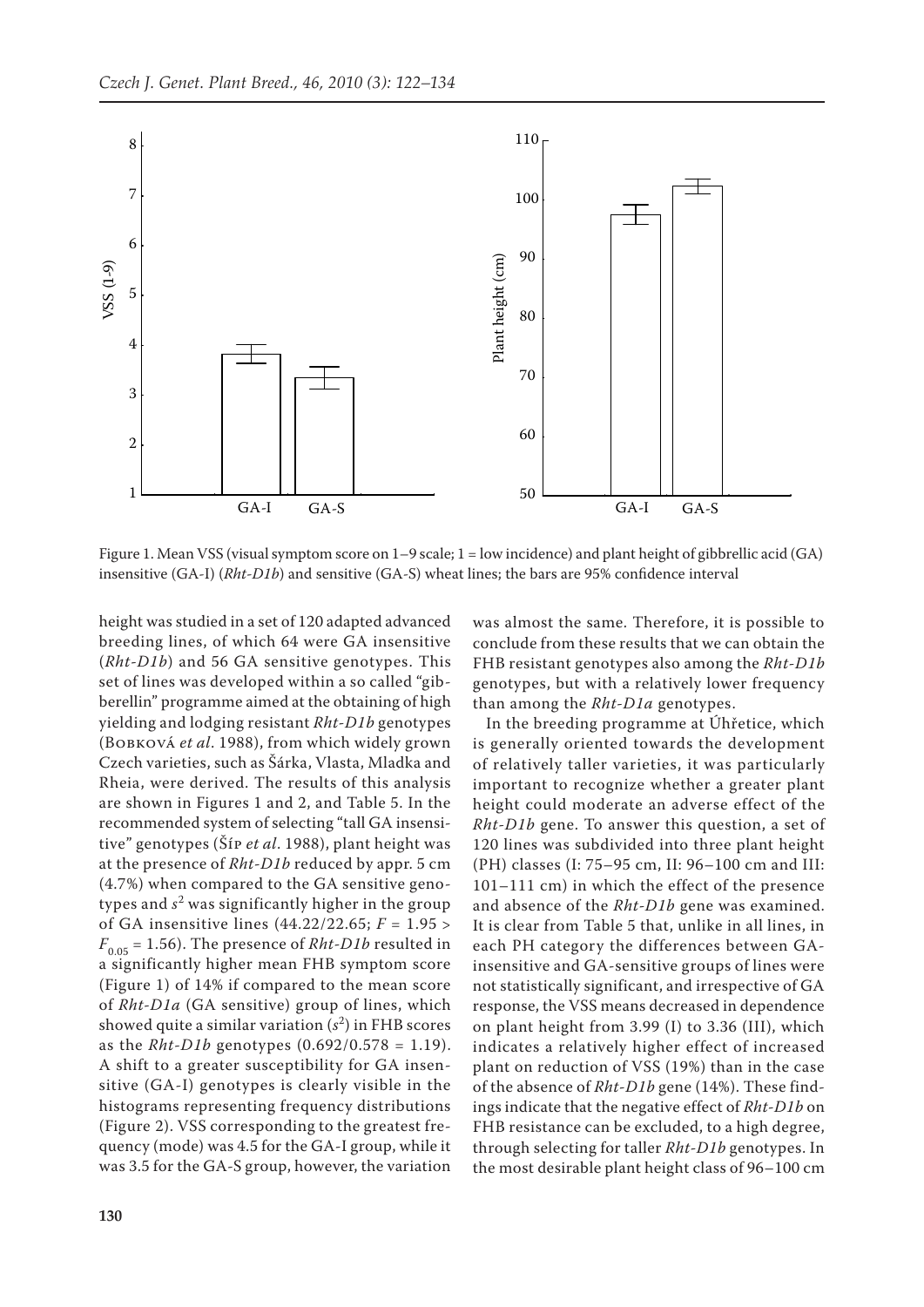Figure 1. Mean VSS (visual symptom score on 1–9 scale; 1 = low incidence) and plant height of gibbrellic acid (GA) insensitive (GA-I) (*Rht-D1b*) and sensitive (GA-S) wheat lines; the bars are 95% confidence interval

height was studied in a set of 120 adapted advanced breeding lines, of which 64 were GA insensitive (*Rht-D1b*) and 56 GA sensitive genotypes. This set of lines was developed within a so called "gibberellin" programme aimed at the obtaining of high yielding and lodging resistant *Rht-D1b* genotypes (Bobková *et al*. 1988), from which widely grown Czech varieties, such as Šárka, Vlasta, Mladka and Rheia, were derived. The results of this analysis are shown in Figures 1 and 2, and Table 5. In the recommended system of selecting "tall GA insensitive" genotypes (Šíp *et al*. 1988), plant height was at the presence of *Rht-D1b* reduced by appr. 5 cm (4.7%) when compared to the GA sensitive genotypes and $s^2$ was significantly higher in the group of GA insensitive lines (44.22/22.65; $F = 1.95 > F_{0.05} = 1.56$). The presence of *Rht-D1b* resulted in a significantly higher mean FHB symptom score (Figure 1) of 14% if compared to the mean score of *Rht-D1a* (GA sensitive) group of lines, which showed quite a similar variation ($s^2$) in FHB scores as the *Rht-D1b* genotypes (0.692/0.578 = 1.19). A shift to a greater susceptibility for GA insensitive (GA-I) genotypes is clearly visible in the histograms representing frequency distributions (Figure 2). VSS corresponding to the greatest frequency (mode) was 4.5 for the GA-I group, while it was 3.5 for the GA-S group, however, the variation was almost the same. Therefore, it is possible to conclude from these results that we can obtain the FHB resistant genotypes also among the *Rht-D1b* genotypes, but with a relatively lower frequency than among the *Rht-D1a* genotypes.

In the breeding programme at Úhřetice, which is generally oriented towards the development of relatively taller varieties, it was particularly important to recognize whether a greater plant height could moderate an adverse effect of the *Rht-D1b* gene. To answer this question, a set of 120 lines was subdivided into three plant height (PH) classes (I: 75–95 cm, II: 96–100 cm and III: 101–111 cm) in which the effect of the presence and absence of the *Rht-D1b* gene was examined. It is clear from Table 5 that, unlike in all lines, in each PH category the differences between GA-insensitive and GA-sensitive groups of lines were not statistically significant, and irrespective of GA response, the VSS means decreased in dependence on plant height from 3.99 (I) to 3.36 (III), which indicates a relatively higher effect of increased plant on reduction of VSS (19%) than in the case of the absence of *Rht-D1b* gene (14%). These findings indicate that the negative effect of *Rht-D1b* on FHB resistance can be excluded, to a high degree, through selecting for taller *Rht-D1b* genotypes. In the most desirable plant height class of 96–100 cm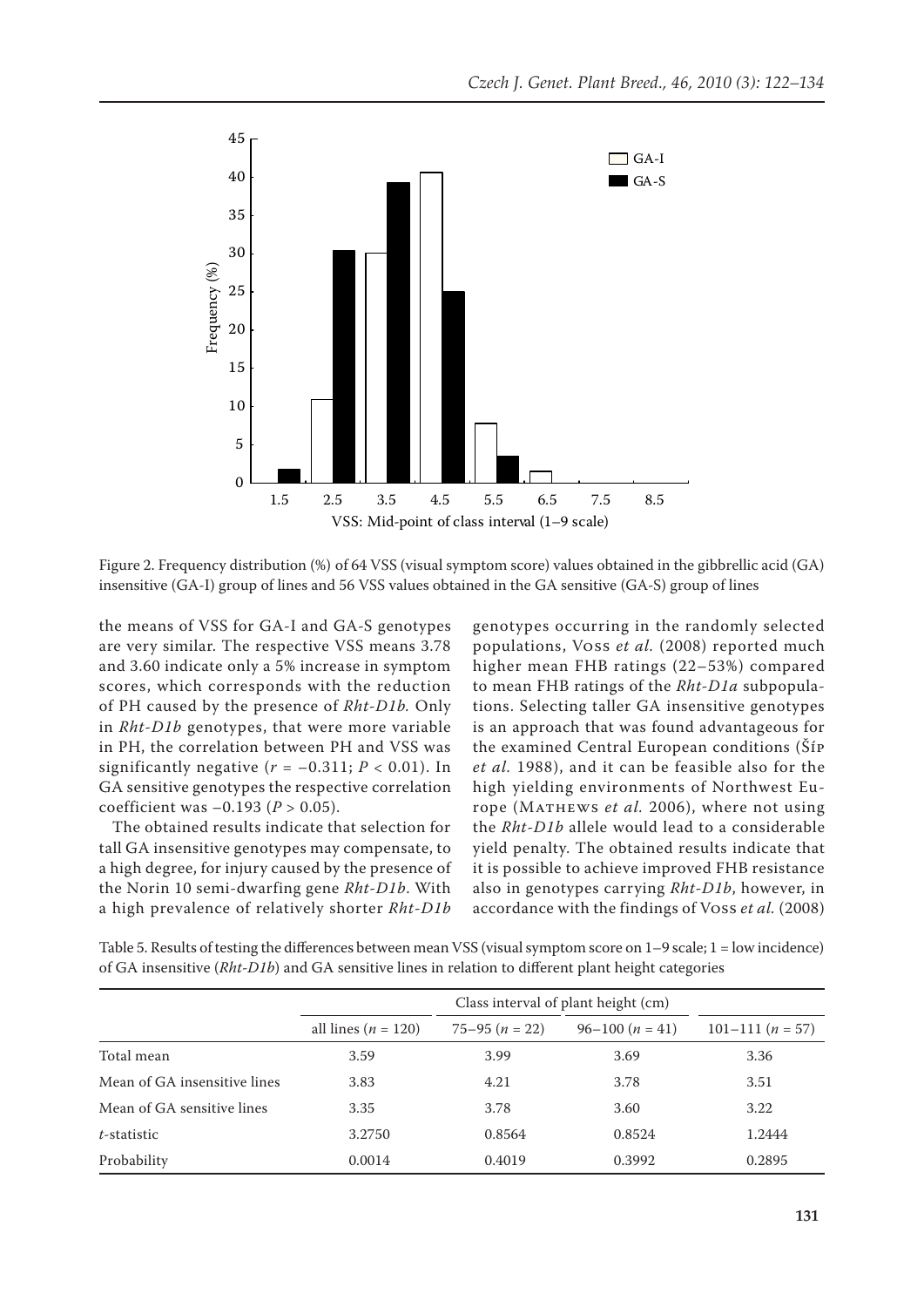Figure 2. Frequency distribution (%) of 64 VSS (visual symptom score) values obtained in the gibbrellic acid (GA) insensitive (GA-I) group of lines and 56 VSS values obtained in the GA sensitive (GA-S) group of lines

the means of VSS for GA-I and GA-S genotypes are very similar. The respective VSS means 3.78 and 3.60 indicate only a 5% increase in symptom scores, which corresponds with the reduction of PH caused by the presence of *Rht-D1b.* Only in *Rht-D1b* genotypes, that were more variable in PH, the correlation between PH and VSS was significantly negative ($r = -0.311$; $P < 0.01$). In GA sensitive genotypes the respective correlation coefficient was $-0.193$ ($P > 0.05$).

The obtained results indicate that selection for tall GA insensitive genotypes may compensate, to a high degree, for injury caused by the presence of the Norin 10 semi-dwarfing gene *Rht-D1b*. With a high prevalence of relatively shorter *Rht-D1b* genotypes occurring in the randomly selected populations, Voss *et al.* (2008) reported much higher mean FHB ratings (22–53%) compared to mean FHB ratings of the *Rht-D1a* subpopulations. Selecting taller GA insensitive genotypes is an approach that was found advantageous for the examined Central European conditions (Šíp *et al.* 1988), and it can be feasible also for the high yielding environments of Northwest Europe (Mathews *et al.* 2006), where not using the *Rht-D1b* allele would lead to a considerable yield penalty. The obtained results indicate that it is possible to achieve improved FHB resistance also in genotypes carrying *Rht-D1b*, however, in accordance with the findings of Voss *et al.* (2008)

Table 5. Results of testing the differences between mean VSS (visual symptom score on 1–9 scale; 1 = low incidence) of GA insensitive (*Rht-D1b*) and GA sensitive lines in relation to different plant height categories

| | Class interval of plant height (cm) | | | |
|---|---|---|---|---|
| | all lines ($n = 120$) | 75–95 ($n = 22$) | 96–100 ($n = 41$) | 101–111 ($n = 57$) |
| Total mean | 3.59 | 3.99 | 3.69 | 3.36 |
| Mean of GA insensitive lines | 3.83 | 4.21 | 3.78 | 3.51 |
| Mean of GA sensitive lines | 3.35 | 3.78 | 3.60 | 3.22 |
| *t*-statistic | 3.2750 | 0.8564 | 0.8524 | 1.2444 |
| Probability | 0.0014 | 0.4019 | 0.3992 | 0.2895 |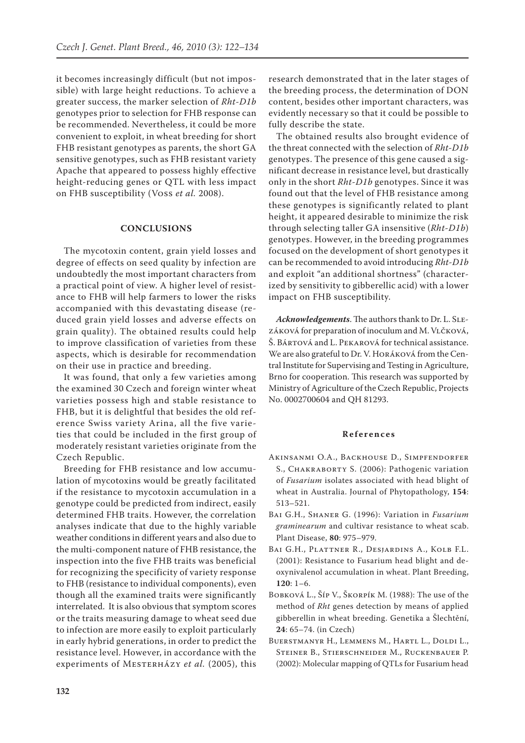it becomes increasingly difficult (but not impossible) with large height reductions. To achieve a greater success, the marker selection of *Rht-D1b* genotypes prior to selection for FHB response can be recommended. Nevertheless, it could be more convenient to exploit, in wheat breeding for short FHB resistant genotypes as parents, the short GA sensitive genotypes, such as FHB resistant variety Apache that appeared to possess highly effective height-reducing genes or QTL with less impact on FHB susceptibility (Voss *et al.* 2008).

## CONCLUSIONS

The mycotoxin content, grain yield losses and degree of effects on seed quality by infection are undoubtedly the most important characters from a practical point of view. A higher level of resistance to FHB will help farmers to lower the risks accompanied with this devastating disease (reduced grain yield losses and adverse effects on grain quality). The obtained results could help to improve classification of varieties from these aspects, which is desirable for recommendation on their use in practice and breeding.

It was found, that only a few varieties among the examined 30 Czech and foreign winter wheat varieties possess high and stable resistance to FHB, but it is delightful that besides the old reference Swiss variety Arina, all the five varieties that could be included in the first group of moderately resistant varieties originate from the Czech Republic.

Breeding for FHB resistance and low accumulation of mycotoxins would be greatly facilitated if the resistance to mycotoxin accumulation in a genotype could be predicted from indirect, easily determined FHB traits. However, the correlation analyses indicate that due to the highly variable weather conditions in different years and also due to the multi-component nature of FHB resistance, the inspection into the five FHB traits was beneficial for recognizing the specificity of variety response to FHB (resistance to individual components), even though all the examined traits were significantly interrelated. It is also obvious that symptom scores or the traits measuring damage to wheat seed due to infection are more easily to exploit particularly in early hybrid generations, in order to predict the resistance level. However, in accordance with the experiments of Mesterházy *et al.* (2005), this research demonstrated that in the later stages of the breeding process, the determination of DON content, besides other important characters, was evidently necessary so that it could be possible to fully describe the state.

The obtained results also brought evidence of the threat connected with the selection of *Rht-D1b* genotypes. The presence of this gene caused a significant decrease in resistance level, but drastically only in the short *Rht-D1b* genotypes. Since it was found out that the level of FHB resistance among these genotypes is significantly related to plant height, it appeared desirable to minimize the risk through selecting taller GA insensitive (*Rht-D1b*) genotypes. However, in the breeding programmes focused on the development of short genotypes it can be recommended to avoid introducing *Rht-D1b* and exploit "an additional shortness" (characterized by sensitivity to gibberellic acid) with a lower impact on FHB susceptibility.

***Acknowledgements***. The authors thank to Dr. L. Slezáková for preparation of inoculum and M. Vlčková, Š. Bártová and L. Pekarová for technical assistance. We are also grateful to Dr. V. Horáková from the Central Institute for Supervising and Testing in Agriculture, Brno for cooperation. This research was supported by Ministry of Agriculture of the Czech Republic, Projects No. 0002700604 and QH 81293.

## References

Akinsanmi O.A., Backhouse D., Simpfendorfer S., Chakraborty S. (2006): Pathogenic variation of *Fusarium* isolates associated with head blight of wheat in Australia. Journal of Phytopathology, **154**: 513–521.

Bai G.H., Shaner G. (1996): Variation in *Fusarium graminearum* and cultivar resistance to wheat scab. Plant Disease, **80**: 975–979.

Bai G.H., Plattner R., Desjardins A., Kolb F.L. (2001): Resistance to Fusarium head blight and deoxynivalenol accumulation in wheat. Plant Breeding, **120**: 1–6.

Bobková L., Šíp V., Škorpík M. (1988): The use of the method of *Rht* genes detection by means of applied gibberellin in wheat breeding. Genetika a Šlechtění, **24**: 65–74. (in Czech)

Buerstmanyr H., Lemmens M., Hartl L., Doldi L., Steiner B., Stierschneider M., Ruckenbauer P. (2002): Molecular mapping of QTLs for Fusarium head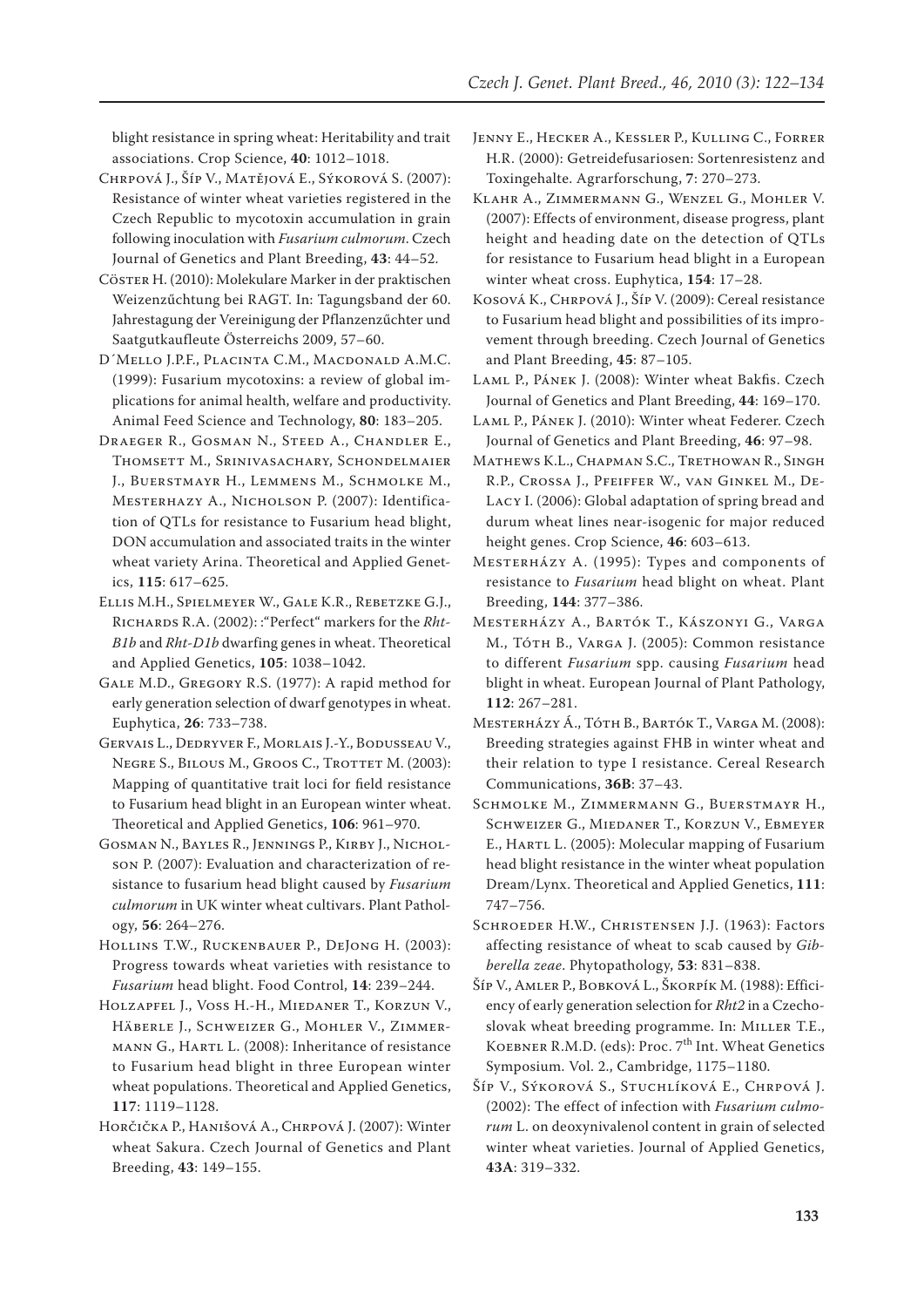blight resistance in spring wheat: Heritability and trait associations. Crop Science, **40**: 1012–1018.

Chrpová J., Šíp V., Matějová E., Sýkorová S. (2007): Resistance of winter wheat varieties registered in the Czech Republic to mycotoxin accumulation in grain following inoculation with *Fusarium culmorum*. Czech Journal of Genetics and Plant Breeding, **43**: 44–52.

Cöster H. (2010): Molekulare Marker in der praktischen Weizenzűchtung bei RAGT. In: Tagungsband der 60. Jahrestagung der Vereinigung der Pflanzenzűchter und Saatgutkaufleute Österreichs 2009, 57–60.

D´Mello J.P.F., Placinta C.M., Macdonald A.M.C. (1999): Fusarium mycotoxins: a review of global implications for animal health, welfare and productivity. Animal Feed Science and Technology, **80**: 183–205.

Draeger R., Gosman N., Steed A., Chandler E., Thomsett M., Srinivasachary, Schondelmaier J., Buerstmayr H., Lemmens M., Schmolke M., Mesterhazy A., Nicholson P. (2007): Identification of QTLs for resistance to Fusarium head blight, DON accumulation and associated traits in the winter wheat variety Arina. Theoretical and Applied Genetics, **115**: 617–625.

Ellis M.H., Spielmeyer W., Gale K.R., Rebetzke G.J., Richards R.A. (2002): :"Perfect" markers for the *Rht-B1b* and *Rht-D1b* dwarfing genes in wheat. Theoretical and Applied Genetics, **105**: 1038–1042.

Gale M.D., Gregory R.S. (1977): A rapid method for early generation selection of dwarf genotypes in wheat. Euphytica, **26**: 733–738.

Gervais L., Dedryver F., Morlais J.-Y., Bodusseau V., Negre S., Bilous M., Groos C., Trottet M. (2003): Mapping of quantitative trait loci for field resistance to Fusarium head blight in an European winter wheat. Theoretical and Applied Genetics, **106**: 961–970.

Gosman N., Bayles R., Jennings P., Kirby J., Nicholson P. (2007): Evaluation and characterization of resistance to fusarium head blight caused by *Fusarium culmorum* in UK winter wheat cultivars. Plant Pathology, **56**: 264–276.

Hollins T.W., Ruckenbauer P., DeJong H. (2003): Progress towards wheat varieties with resistance to *Fusarium* head blight. Food Control, **14**: 239–244.

Holzapfel J., Voss H.-H., Miedaner T., Korzun V., Häberle J., Schweizer G., Mohler V., Zimmermann G., Hartl L. (2008): Inheritance of resistance to Fusarium head blight in three European winter wheat populations. Theoretical and Applied Genetics, **117**: 1119–1128.

Horčička P., Hanišová A., Chrpová J. (2007): Winter wheat Sakura. Czech Journal of Genetics and Plant Breeding, **43**: 149–155.

Jenny E., Hecker A., Kessler P., Kulling C., Forrer H.R. (2000): Getreidefusariosen: Sortenresistenz and Toxingehalte. Agrarforschung, **7**: 270–273.

Klahr A., Zimmermann G., Wenzel G., Mohler V. (2007): Effects of environment, disease progress, plant height and heading date on the detection of QTLs for resistance to Fusarium head blight in a European winter wheat cross. Euphytica, **154**: 17–28.

Kosová K., Chrpová J., Šíp V. (2009): Cereal resistance to Fusarium head blight and possibilities of its improvement through breeding. Czech Journal of Genetics and Plant Breeding, **45**: 87–105.

Laml P., Pánek J. (2008): Winter wheat Bakfis. Czech Journal of Genetics and Plant Breeding, **44**: 169–170.

Laml P., Pánek J. (2010): Winter wheat Federer. Czech Journal of Genetics and Plant Breeding, **46**: 97–98.

Mathews K.L., Chapman S.C., Trethowan R., Singh R.P., Crossa J., Pfeiffer W., van Ginkel M., DeLacy I. (2006): Global adaptation of spring bread and durum wheat lines near-isogenic for major reduced height genes. Crop Science, **46**: 603–613.

Mesterházy A. (1995): Types and components of resistance to *Fusarium* head blight on wheat. Plant Breeding, **144**: 377–386.

Mesterházy A., Bartók T., Kászonyi G., Varga M., Tóth B., Varga J. (2005): Common resistance to different *Fusarium* spp. causing *Fusarium* head blight in wheat. European Journal of Plant Pathology, **112**: 267–281.

Mesterházy Á., Tóth B., Bartók T., Varga M. (2008): Breeding strategies against FHB in winter wheat and their relation to type I resistance. Cereal Research Communications, **36B**: 37–43.

Schmolke M., Zimmermann G., Buerstmayr H., Schweizer G., Miedaner T., Korzun V., Ebmeyer E., Hartl L. (2005): Molecular mapping of Fusarium head blight resistance in the winter wheat population Dream/Lynx. Theoretical and Applied Genetics, **111**: 747–756.

Schroeder H.W., Christensen J.J. (1963): Factors affecting resistance of wheat to scab caused by *Gibberella zeae*. Phytopathology, **53**: 831–838.

Šíp V., Amler P., Bobková L., Škorpík M. (1988): Efficiency of early generation selection for *Rht2* in a Czechoslovak wheat breeding programme. In: Miller T.E., Koebner R.M.D. (eds): Proc. 7th Int. Wheat Genetics Symposium. Vol. 2., Cambridge, 1175–1180.

Šíp V., Sýkorová S., Stuchlíková E., Chrpová J. (2002): The effect of infection with *Fusarium culmorum* L. on deoxynivalenol content in grain of selected winter wheat varieties. Journal of Applied Genetics, **43A**: 319–332.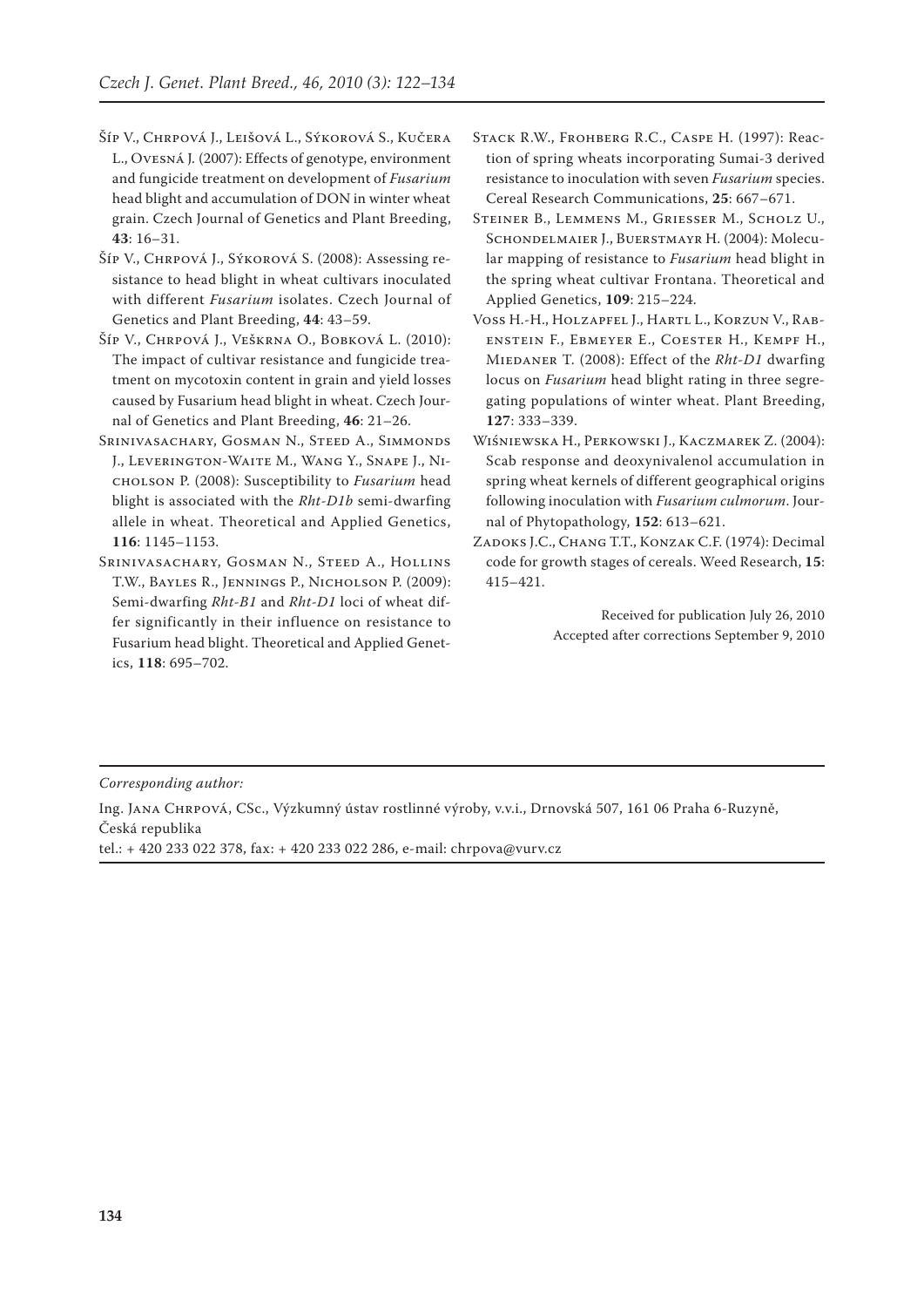Šíp V., Chrpová J., Leišová L., Sýkorová S., Kučera L., Ovesná J. (2007): Effects of genotype, environment and fungicide treatment on development of *Fusarium* head blight and accumulation of DON in winter wheat grain. Czech Journal of Genetics and Plant Breeding, **43**: 16–31.

Šíp V., Chrpová J., Sýkorová S. (2008): Assessing resistance to head blight in wheat cultivars inoculated with different *Fusarium* isolates. Czech Journal of Genetics and Plant Breeding, **44**: 43–59.

Šíp V., Chrpová J., Veškrna O., Bobková L. (2010): The impact of cultivar resistance and fungicide treatment on mycotoxin content in grain and yield losses caused by Fusarium head blight in wheat. Czech Journal of Genetics and Plant Breeding, **46**: 21–26.

Srinivasachary, Gosman N., Steed A., Simmonds J., Leverington-Waite M., Wang Y., Snape J., Nicholson P. (2008): Susceptibility to *Fusarium* head blight is associated with the *Rht-D1b* semi-dwarfing allele in wheat. Theoretical and Applied Genetics, **116**: 1145–1153.

Srinivasachary, Gosman N., Steed A., Hollins T.W., Bayles R., Jennings P., Nicholson P. (2009): Semi-dwarfing *Rht-B1* and *Rht-D1* loci of wheat differ significantly in their influence on resistance to Fusarium head blight. Theoretical and Applied Genetics, **118**: 695–702.

Stack R.W., Frohberg R.C., Caspe H. (1997): Reaction of spring wheats incorporating Sumai-3 derived resistance to inoculation with seven *Fusarium* species. Cereal Research Communications, **25**: 667–671.

Steiner B., Lemmens M., Griesser M., Scholz U., Schondelmaier J., Buerstmayr H. (2004): Molecular mapping of resistance to *Fusarium* head blight in the spring wheat cultivar Frontana. Theoretical and Applied Genetics, **109**: 215–224.

Voss H.-H., Holzapfel J., Hartl L., Korzun V., Rabenstein F., Ebmeyer E., Coester H., Kempf H., Miedaner T. (2008): Effect of the *Rht-D1* dwarfing locus on *Fusarium* head blight rating in three segregating populations of winter wheat. Plant Breeding, **127**: 333–339.

Wiśniewska H., Perkowski J., Kaczmarek Z. (2004): Scab response and deoxynivalenol accumulation in spring wheat kernels of different geographical origins following inoculation with *Fusarium culmorum*. Journal of Phytopathology, **152**: 613–621.

Zadoks J.C., Chang T.T., Konzak C.F. (1974): Decimal code for growth stages of cereals. Weed Research, **15**: 415–421.

Received for publication July 26, 2010
Accepted after corrections September 9, 2010

*Corresponding author:*

Ing. Jana Chrpová, CSc., Výzkumný ústav rostlinné výroby, v.v.i., Drnovská 507, 161 06 Praha 6-Ruzyně, Česká republika
tel.: + 420 233 022 378, fax: + 420 233 022 286, e-mail: chrpova@vurv.cz